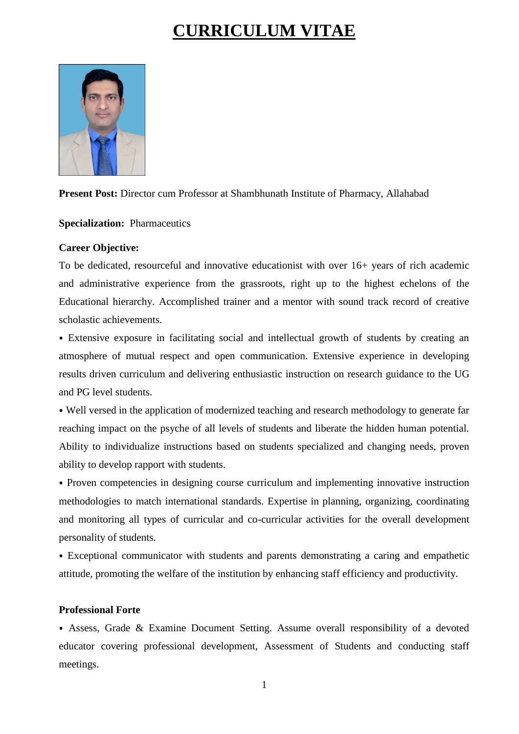# CURRICULUM VITAE

**Present Post:** Director cum Professor at Shambhunath Institute of Pharmacy, Allahabad

**Specialization:** Pharmaceutics

**Career Objective:**

To be dedicated, resourceful and innovative educationist with over 16+ years of rich academic and administrative experience from the grassroots, right up to the highest echelons of the Educational hierarchy. Accomplished trainer and a mentor with sound track record of creative scholastic achievements.

- Extensive exposure in facilitating social and intellectual growth of students by creating an atmosphere of mutual respect and open communication. Extensive experience in developing results driven curriculum and delivering enthusiastic instruction on research guidance to the UG and PG level students.
- Well versed in the application of modernized teaching and research methodology to generate far reaching impact on the psyche of all levels of students and liberate the hidden human potential. Ability to individualize instructions based on students specialized and changing needs, proven ability to develop rapport with students.
- Proven competencies in designing course curriculum and implementing innovative instruction methodologies to match international standards. Expertise in planning, organizing, coordinating and monitoring all types of curricular and co-curricular activities for the overall development personality of students.
- Exceptional communicator with students and parents demonstrating a caring and empathetic attitude, promoting the welfare of the institution by enhancing staff efficiency and productivity.

**Professional Forte**

- Assess, Grade & Examine Document Setting. Assume overall responsibility of a devoted educator covering professional development, Assessment of Students and conducting staff meetings.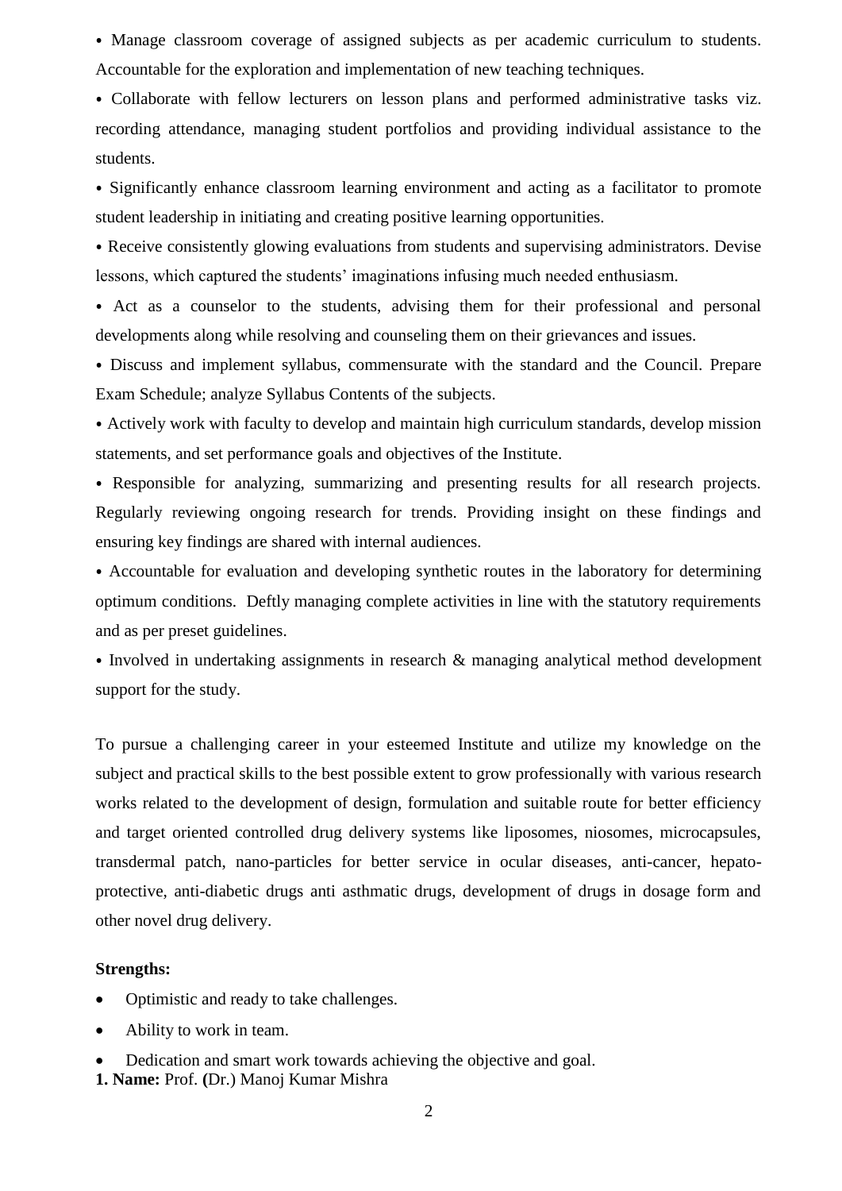- Manage classroom coverage of assigned subjects as per academic curriculum to students. Accountable for the exploration and implementation of new teaching techniques.
- Collaborate with fellow lecturers on lesson plans and performed administrative tasks viz. recording attendance, managing student portfolios and providing individual assistance to the students.
- Significantly enhance classroom learning environment and acting as a facilitator to promote student leadership in initiating and creating positive learning opportunities.
- Receive consistently glowing evaluations from students and supervising administrators. Devise lessons, which captured the students' imaginations infusing much needed enthusiasm.
- Act as a counselor to the students, advising them for their professional and personal developments along while resolving and counseling them on their grievances and issues.
- Discuss and implement syllabus, commensurate with the standard and the Council. Prepare Exam Schedule; analyze Syllabus Contents of the subjects.
- Actively work with faculty to develop and maintain high curriculum standards, develop mission statements, and set performance goals and objectives of the Institute.
- Responsible for analyzing, summarizing and presenting results for all research projects. Regularly reviewing ongoing research for trends. Providing insight on these findings and ensuring key findings are shared with internal audiences.
- Accountable for evaluation and developing synthetic routes in the laboratory for determining optimum conditions. Deftly managing complete activities in line with the statutory requirements and as per preset guidelines.
- Involved in undertaking assignments in research & managing analytical method development support for the study.

To pursue a challenging career in your esteemed Institute and utilize my knowledge on the subject and practical skills to the best possible extent to grow professionally with various research works related to the development of design, formulation and suitable route for better efficiency and target oriented controlled drug delivery systems like liposomes, niosomes, microcapsules, transdermal patch, nano-particles for better service in ocular diseases, anti-cancer, hepato-protective, anti-diabetic drugs anti asthmatic drugs, development of drugs in dosage form and other novel drug delivery.

**Strengths:**

- Optimistic and ready to take challenges.
- Ability to work in team.
- Dedication and smart work towards achieving the objective and goal.

**1. Name:** Prof. **(**Dr.) Manoj Kumar Mishra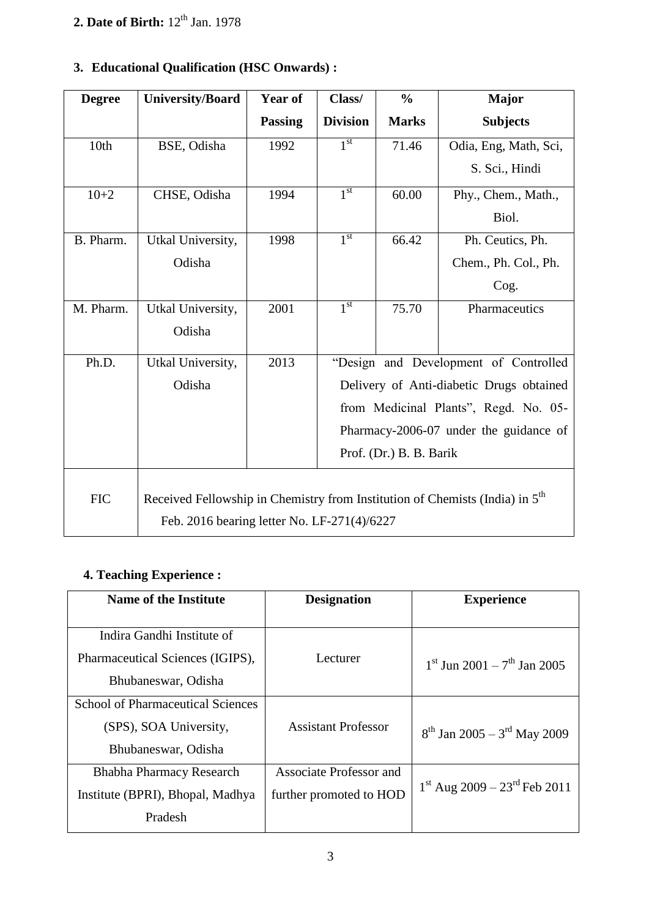**2. Date of Birth:** 12th Jan. 1978

### 3. Educational Qualification (HSC Onwards) :

| Degree | University/Board | Year of Passing | Class/ Division | % Marks | Major Subjects |
|---|---|---|---|---|---|
| 10th | BSE, Odisha | 1992 | 1st | 71.46 | Odia, Eng, Math, Sci, S. Sci., Hindi |
| 10+2 | CHSE, Odisha | 1994 | 1st | 60.00 | Phy., Chem., Math., Biol. |
| B. Pharm. | Utkal University, Odisha | 1998 | 1st | 66.42 | Ph. Ceutics, Ph. Chem., Ph. Col., Ph. Cog. |
| M. Pharm. | Utkal University, Odisha | 2001 | 1st | 75.70 | Pharmaceutics |
| Ph.D. | Utkal University, Odisha | 2013 | "Design and Development of Controlled Delivery of Anti-diabetic Drugs obtained from Medicinal Plants", Regd. No. 05-Pharmacy-2006-07 under the guidance of Prof. (Dr.) B. B. Barik | | |
| FIC | Received Fellowship in Chemistry from Institution of Chemists (India) in 5th Feb. 2016 bearing letter No. LF-271(4)/6227 | | | | |

### 4. Teaching Experience :

| Name of the Institute | Designation | Experience |
|---|---|---|
| Indira Gandhi Institute of Pharmaceutical Sciences (IGIPS), Bhubaneswar, Odisha | Lecturer | 1st Jun 2001 – 7th Jan 2005 |
| School of Pharmaceutical Sciences (SPS), SOA University, Bhubaneswar, Odisha | Assistant Professor | 8th Jan 2005 – 3rd May 2009 |
| Bhabha Pharmacy Research Institute (BPRI), Bhopal, Madhya Pradesh | Associate Professor and further promoted to HOD | 1st Aug 2009 – 23rd Feb 2011 |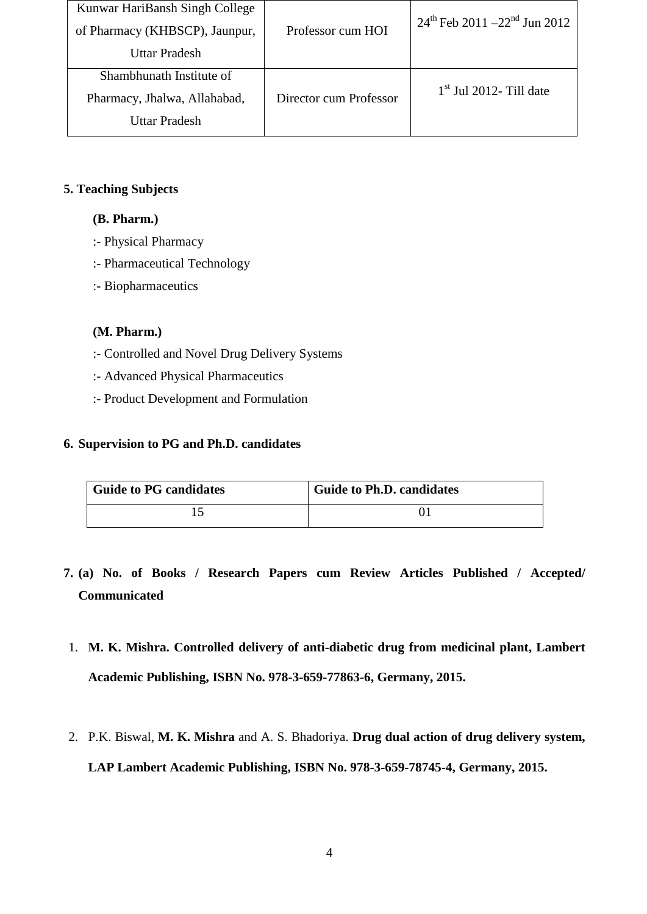| Kunwar HariBansh Singh College of Pharmacy (KHBSCP), Jaunpur, Uttar Pradesh | Professor cum HOI | 24th Feb 2011 –22nd Jun 2012 |
|---|---|---|
| Shambhunath Institute of Pharmacy, Jhalwa, Allahabad, Uttar Pradesh | Director cum Professor | 1st Jul 2012- Till date |

**5. Teaching Subjects**

**(B. Pharm.)**

:- Physical Pharmacy

:- Pharmaceutical Technology

:- Biopharmaceutics

**(M. Pharm.)**

:- Controlled and Novel Drug Delivery Systems

:- Advanced Physical Pharmaceutics

:- Product Development and Formulation

**6. Supervision to PG and Ph.D. candidates**

| Guide to PG candidates | Guide to Ph.D. candidates |
|---|---|
| 15 | 01 |

**7. (a) No. of Books / Research Papers cum Review Articles Published / Accepted/ Communicated**

1. **M. K. Mishra. Controlled delivery of anti-diabetic drug from medicinal plant, Lambert Academic Publishing, ISBN No. 978-3-659-77863-6, Germany, 2015.**

2. P.K. Biswal, **M. K. Mishra** and A. S. Bhadoriya. **Drug dual action of drug delivery system, LAP Lambert Academic Publishing, ISBN No. 978-3-659-78745-4, Germany, 2015.**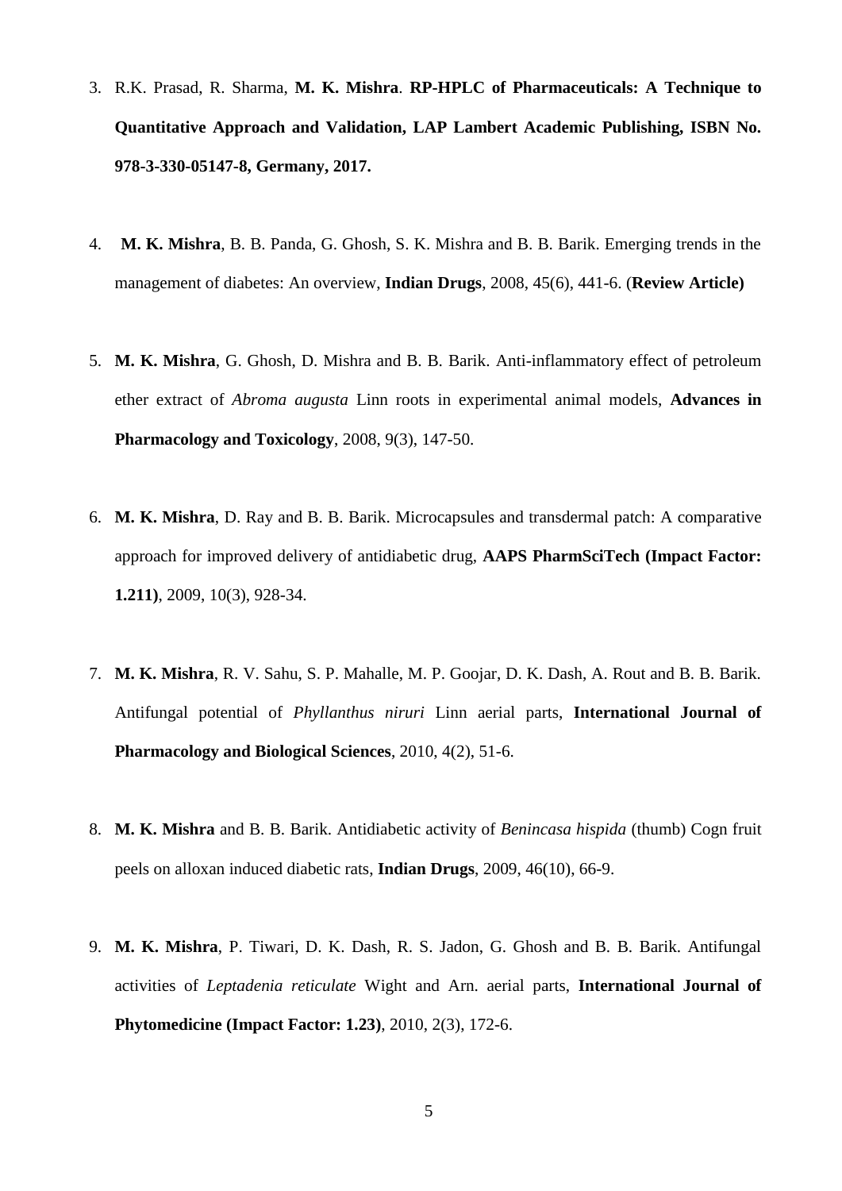3. R.K. Prasad, R. Sharma, **M. K. Mishra**. **RP-HPLC of Pharmaceuticals: A Technique to Quantitative Approach and Validation, LAP Lambert Academic Publishing, ISBN No. 978-3-330-05147-8, Germany, 2017.**

4. **M. K. Mishra**, B. B. Panda, G. Ghosh, S. K. Mishra and B. B. Barik. Emerging trends in the management of diabetes: An overview, **Indian Drugs**, 2008, 45(6), 441-6. (**Review Article)**

5. **M. K. Mishra**, G. Ghosh, D. Mishra and B. B. Barik. Anti-inflammatory effect of petroleum ether extract of *Abroma augusta* Linn roots in experimental animal models, **Advances in Pharmacology and Toxicology**, 2008, 9(3), 147-50.

6. **M. K. Mishra**, D. Ray and B. B. Barik. Microcapsules and transdermal patch: A comparative approach for improved delivery of antidiabetic drug, **AAPS PharmSciTech (Impact Factor: 1.211)**, 2009, 10(3), 928-34.

7. **M. K. Mishra**, R. V. Sahu, S. P. Mahalle, M. P. Goojar, D. K. Dash, A. Rout and B. B. Barik. Antifungal potential of *Phyllanthus niruri* Linn aerial parts, **International Journal of Pharmacology and Biological Sciences**, 2010, 4(2), 51-6.

8. **M. K. Mishra** and B. B. Barik. Antidiabetic activity of *Benincasa hispida* (thumb) Cogn fruit peels on alloxan induced diabetic rats, **Indian Drugs**, 2009, 46(10), 66-9.

9. **M. K. Mishra**, P. Tiwari, D. K. Dash, R. S. Jadon, G. Ghosh and B. B. Barik. Antifungal activities of *Leptadenia reticulate* Wight and Arn. aerial parts, **International Journal of Phytomedicine (Impact Factor: 1.23)**, 2010, 2(3), 172-6.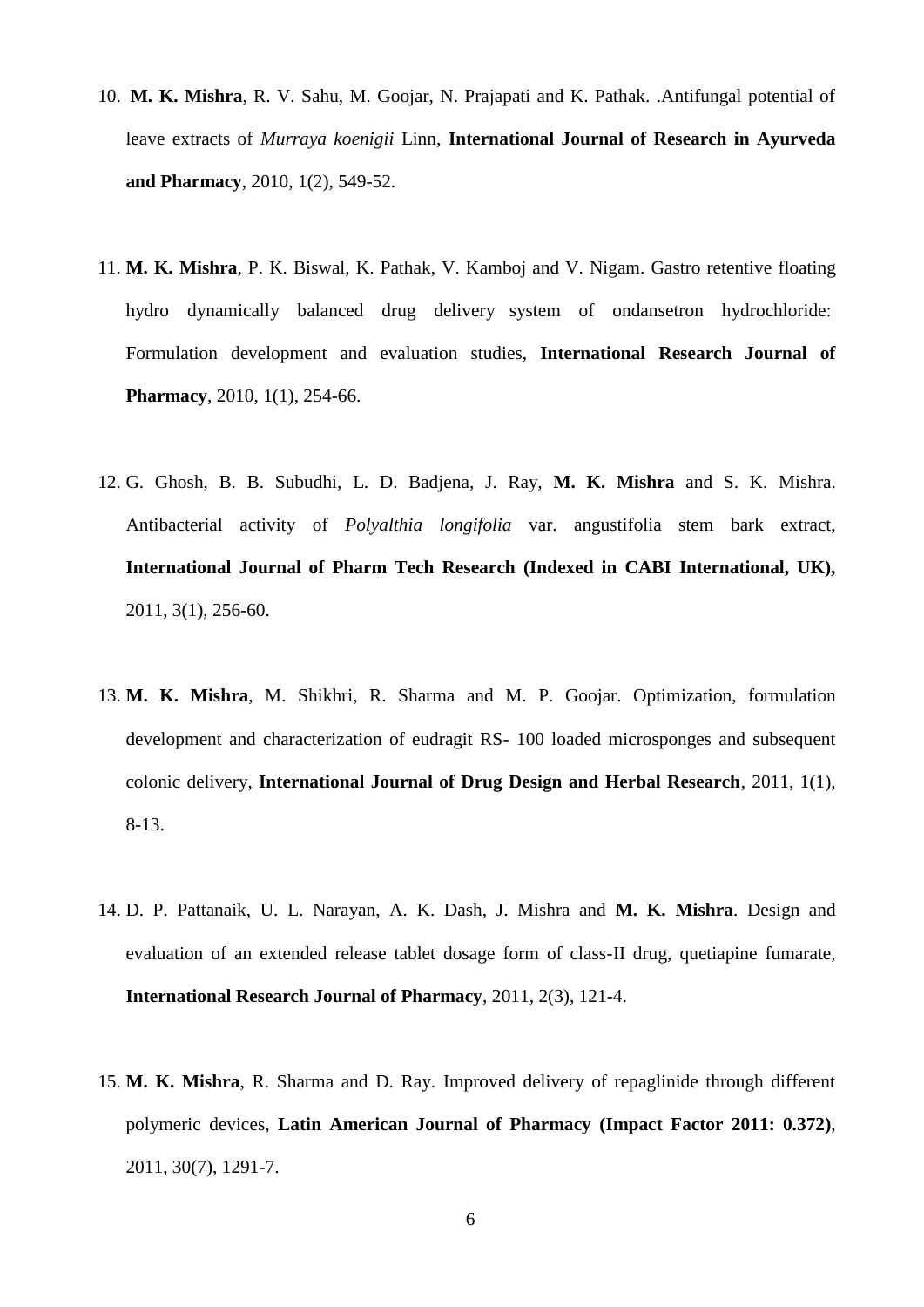10. **M. K. Mishra**, R. V. Sahu, M. Goojar, N. Prajapati and K. Pathak. .Antifungal potential of leave extracts of *Murraya koenigii* Linn, **International Journal of Research in Ayurveda and Pharmacy**, 2010, 1(2), 549-52.

11. **M. K. Mishra**, P. K. Biswal, K. Pathak, V. Kamboj and V. Nigam. Gastro retentive floating hydro dynamically balanced drug delivery system of ondansetron hydrochloride: Formulation development and evaluation studies, **International Research Journal of Pharmacy**, 2010, 1(1), 254-66.

12. G. Ghosh, B. B. Subudhi, L. D. Badjena, J. Ray, **M. K. Mishra** and S. K. Mishra. Antibacterial activity of *Polyalthia longifolia* var. angustifolia stem bark extract, **International Journal of Pharm Tech Research (Indexed in CABI International, UK),** 2011, 3(1), 256-60.

13. **M. K. Mishra**, M. Shikhri, R. Sharma and M. P. Goojar. Optimization, formulation development and characterization of eudragit RS- 100 loaded microsponges and subsequent colonic delivery, **International Journal of Drug Design and Herbal Research**, 2011, 1(1), 8-13.

14. D. P. Pattanaik, U. L. Narayan, A. K. Dash, J. Mishra and **M. K. Mishra**. Design and evaluation of an extended release tablet dosage form of class-II drug, quetiapine fumarate, **International Research Journal of Pharmacy**, 2011, 2(3), 121-4.

15. **M. K. Mishra**, R. Sharma and D. Ray. Improved delivery of repaglinide through different polymeric devices, **Latin American Journal of Pharmacy (Impact Factor 2011: 0.372)**, 2011, 30(7), 1291-7.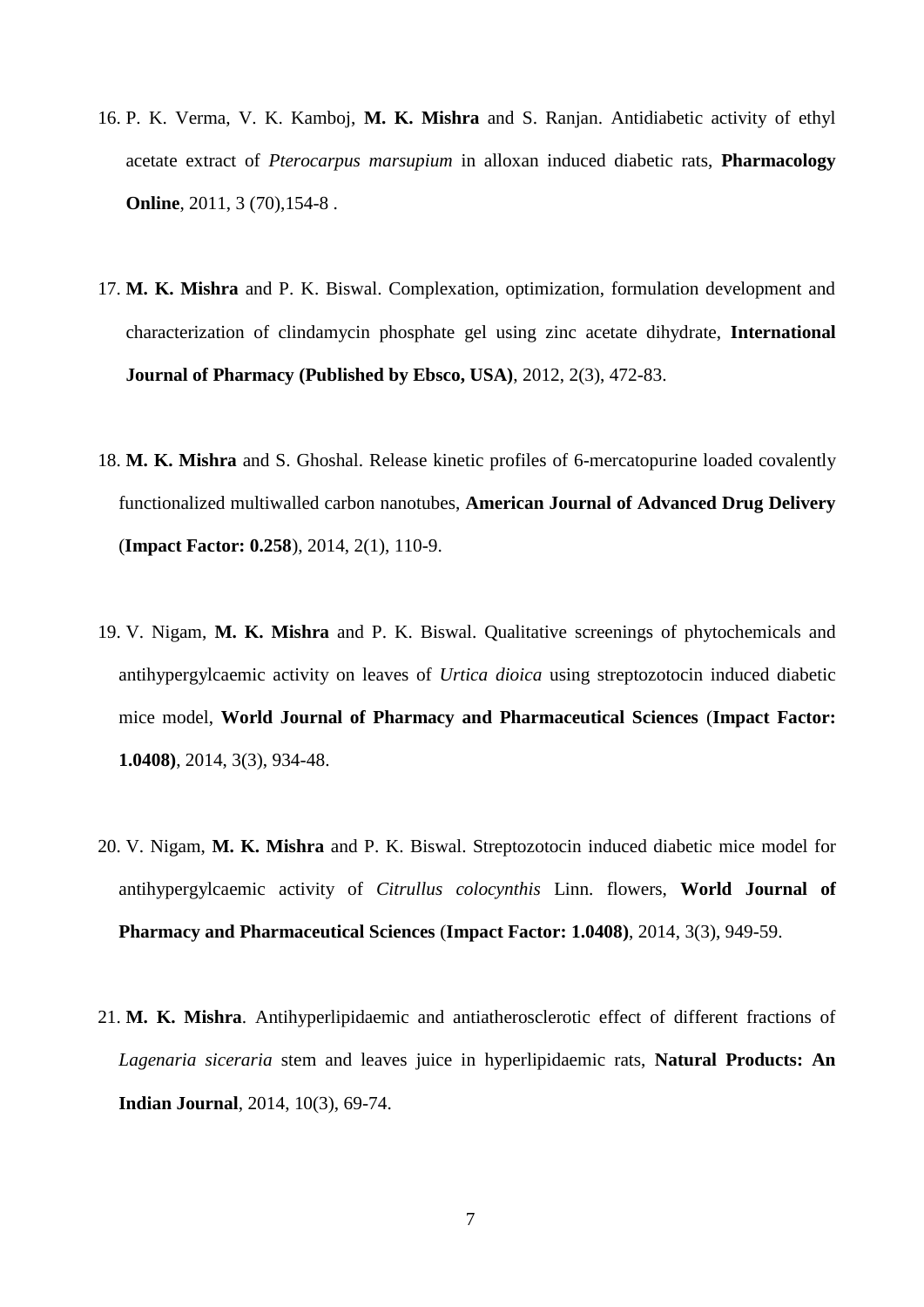16. P. K. Verma, V. K. Kamboj, **M. K. Mishra** and S. Ranjan. Antidiabetic activity of ethyl acetate extract of *Pterocarpus marsupium* in alloxan induced diabetic rats, **Pharmacology Online**, 2011, 3 (70),154-8 .

17. **M. K. Mishra** and P. K. Biswal. Complexation, optimization, formulation development and characterization of clindamycin phosphate gel using zinc acetate dihydrate, **International Journal of Pharmacy (Published by Ebsco, USA)**, 2012, 2(3), 472-83.

18. **M. K. Mishra** and S. Ghoshal. Release kinetic profiles of 6-mercatopurine loaded covalently functionalized multiwalled carbon nanotubes, **American Journal of Advanced Drug Delivery** (**Impact Factor: 0.258**), 2014, 2(1), 110-9.

19. V. Nigam, **M. K. Mishra** and P. K. Biswal. Qualitative screenings of phytochemicals and antihypergylcaemic activity on leaves of *Urtica dioica* using streptozotocin induced diabetic mice model, **World Journal of Pharmacy and Pharmaceutical Sciences** (**Impact Factor: 1.0408)**, 2014, 3(3), 934-48.

20. V. Nigam, **M. K. Mishra** and P. K. Biswal. Streptozotocin induced diabetic mice model for antihypergylcaemic activity of *Citrullus colocynthis* Linn. flowers, **World Journal of Pharmacy and Pharmaceutical Sciences** (**Impact Factor: 1.0408)**, 2014, 3(3), 949-59.

21. **M. K. Mishra**. Antihyperlipidaemic and antiatherosclerotic effect of different fractions of *Lagenaria siceraria* stem and leaves juice in hyperlipidaemic rats, **Natural Products: An Indian Journal**, 2014, 10(3), 69-74.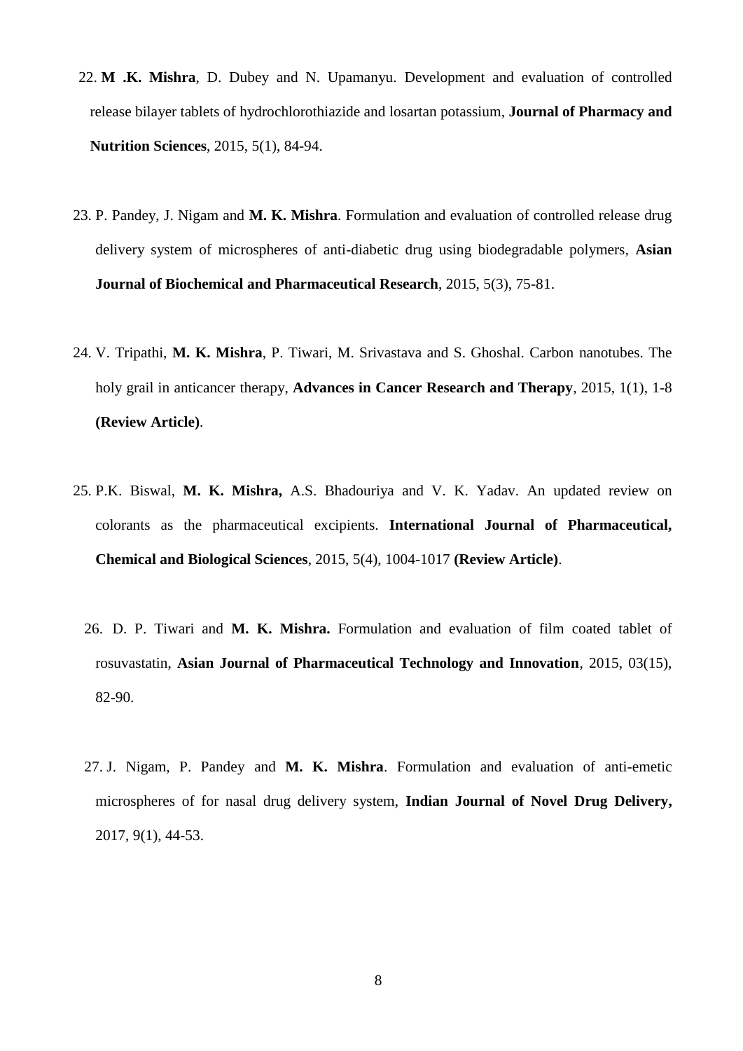22. **M .K. Mishra**, D. Dubey and N. Upamanyu. Development and evaluation of controlled release bilayer tablets of hydrochlorothiazide and losartan potassium, **Journal of Pharmacy and Nutrition Sciences**, 2015, 5(1), 84-94.

23. P. Pandey, J. Nigam and **M. K. Mishra**. Formulation and evaluation of controlled release drug delivery system of microspheres of anti-diabetic drug using biodegradable polymers, **Asian Journal of Biochemical and Pharmaceutical Research**, 2015, 5(3), 75-81.

24. V. Tripathi, **M. K. Mishra**, P. Tiwari, M. Srivastava and S. Ghoshal. Carbon nanotubes. The holy grail in anticancer therapy, **Advances in Cancer Research and Therapy**, 2015, 1(1), 1-8 **(Review Article)**.

25. P.K. Biswal, **M. K. Mishra,** A.S. Bhadouriya and V. K. Yadav. An updated review on colorants as the pharmaceutical excipients. **International Journal of Pharmaceutical, Chemical and Biological Sciences**, 2015, 5(4), 1004-1017 **(Review Article)**.

26. D. P. Tiwari and **M. K. Mishra.** Formulation and evaluation of film coated tablet of rosuvastatin, **Asian Journal of Pharmaceutical Technology and Innovation**, 2015, 03(15), 82-90.

27. J. Nigam, P. Pandey and **M. K. Mishra**. Formulation and evaluation of anti-emetic microspheres of for nasal drug delivery system, **Indian Journal of Novel Drug Delivery,** 2017, 9(1), 44-53.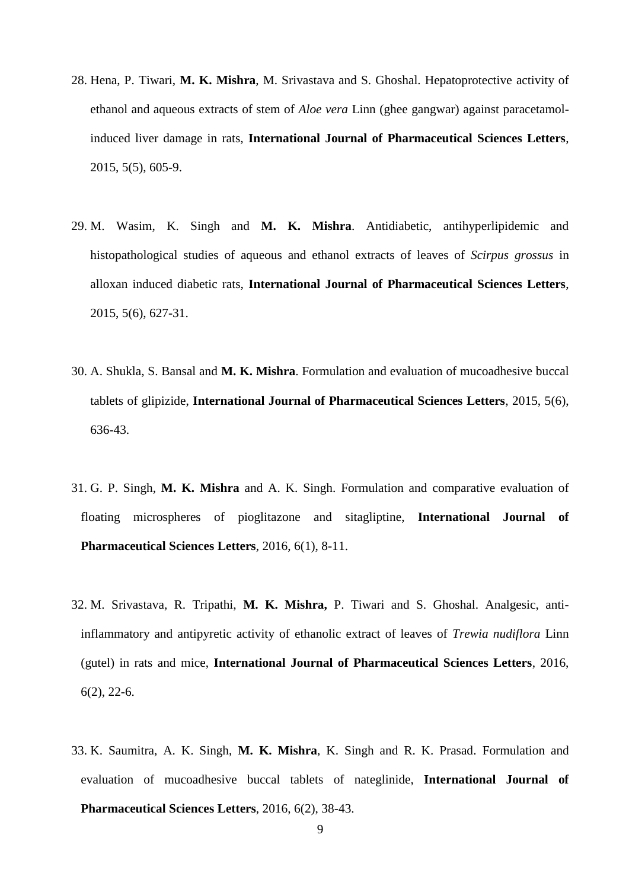28. Hena, P. Tiwari, **M. K. Mishra**, M. Srivastava and S. Ghoshal. Hepatoprotective activity of ethanol and aqueous extracts of stem of *Aloe vera* Linn (ghee gangwar) against paracetamol-induced liver damage in rats, **International Journal of Pharmaceutical Sciences Letters**, 2015, 5(5), 605-9.

29. M. Wasim, K. Singh and **M. K. Mishra**. Antidiabetic, antihyperlipidemic and histopathological studies of aqueous and ethanol extracts of leaves of *Scirpus grossus* in alloxan induced diabetic rats, **International Journal of Pharmaceutical Sciences Letters**, 2015, 5(6), 627-31.

30. A. Shukla, S. Bansal and **M. K. Mishra**. Formulation and evaluation of mucoadhesive buccal tablets of glipizide, **International Journal of Pharmaceutical Sciences Letters**, 2015, 5(6), 636-43.

31. G. P. Singh, **M. K. Mishra** and A. K. Singh. Formulation and comparative evaluation of floating microspheres of pioglitazone and sitagliptine, **International Journal of Pharmaceutical Sciences Letters**, 2016, 6(1), 8-11.

32. M. Srivastava, R. Tripathi, **M. K. Mishra,** P. Tiwari and S. Ghoshal. Analgesic, anti-inflammatory and antipyretic activity of ethanolic extract of leaves of *Trewia nudiflora* Linn (gutel) in rats and mice, **International Journal of Pharmaceutical Sciences Letters**, 2016, 6(2), 22-6.

33. K. Saumitra, A. K. Singh, **M. K. Mishra**, K. Singh and R. K. Prasad. Formulation and evaluation of mucoadhesive buccal tablets of nateglinide, **International Journal of Pharmaceutical Sciences Letters**, 2016, 6(2), 38-43.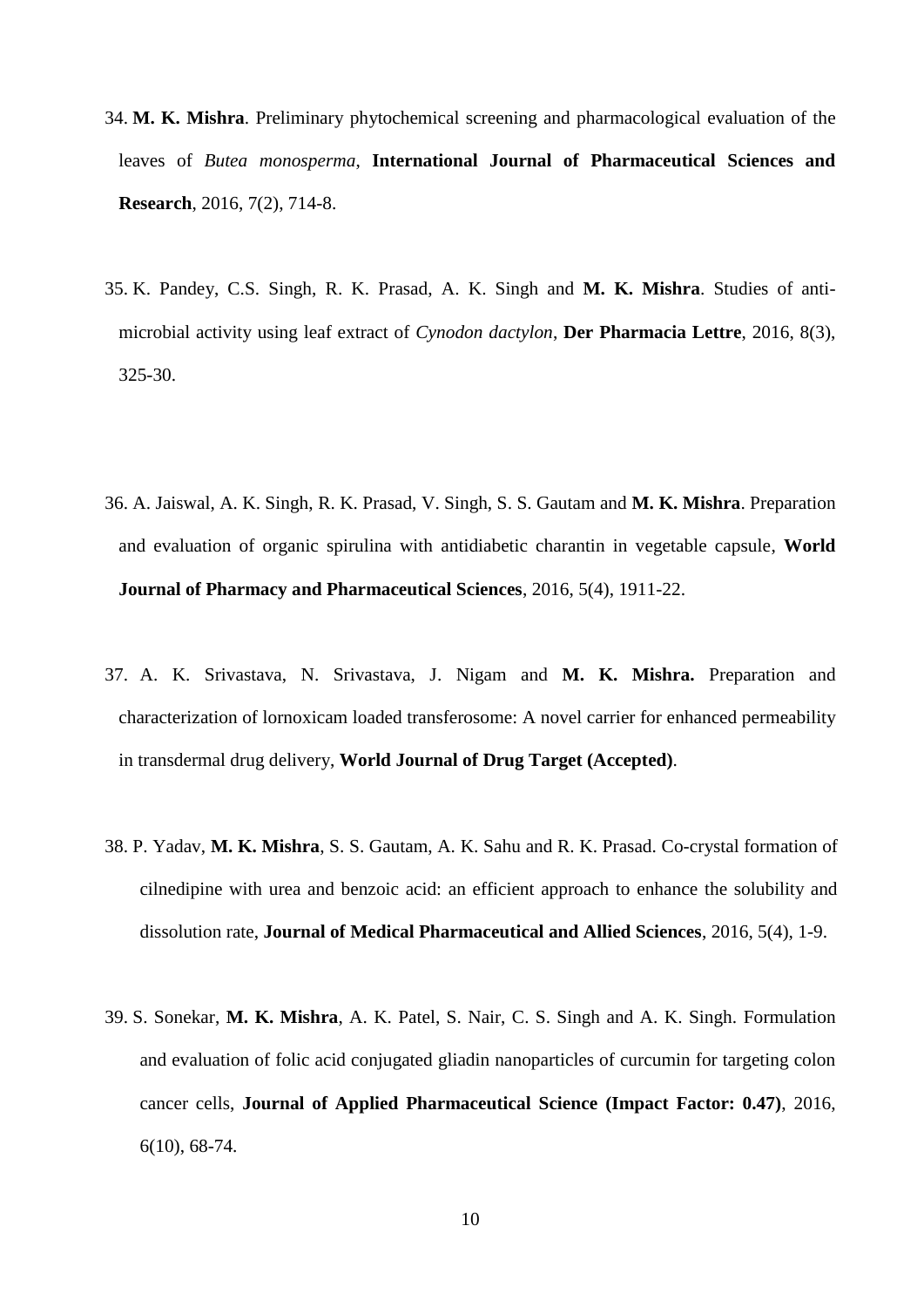34. **M. K. Mishra**. Preliminary phytochemical screening and pharmacological evaluation of the leaves of *Butea monosperma*, **International Journal of Pharmaceutical Sciences and Research**, 2016, 7(2), 714-8.

35. K. Pandey, C.S. Singh, R. K. Prasad, A. K. Singh and **M. K. Mishra**. Studies of anti-microbial activity using leaf extract of *Cynodon dactylon*, **Der Pharmacia Lettre**, 2016, 8(3), 325-30.

36. A. Jaiswal, A. K. Singh, R. K. Prasad, V. Singh, S. S. Gautam and **M. K. Mishra**. Preparation and evaluation of organic spirulina with antidiabetic charantin in vegetable capsule, **World Journal of Pharmacy and Pharmaceutical Sciences**, 2016, 5(4), 1911-22.

37. A. K. Srivastava, N. Srivastava, J. Nigam and **M. K. Mishra.** Preparation and characterization of lornoxicam loaded transferosome: A novel carrier for enhanced permeability in transdermal drug delivery, **World Journal of Drug Target (Accepted)**.

38. P. Yadav, **M. K. Mishra**, S. S. Gautam, A. K. Sahu and R. K. Prasad. Co-crystal formation of cilnedipine with urea and benzoic acid: an efficient approach to enhance the solubility and dissolution rate, **Journal of Medical Pharmaceutical and Allied Sciences**, 2016, 5(4), 1-9.

39. S. Sonekar, **M. K. Mishra**, A. K. Patel, S. Nair, C. S. Singh and A. K. Singh. Formulation and evaluation of folic acid conjugated gliadin nanoparticles of curcumin for targeting colon cancer cells, **Journal of Applied Pharmaceutical Science (Impact Factor: 0.47)**, 2016, 6(10), 68-74.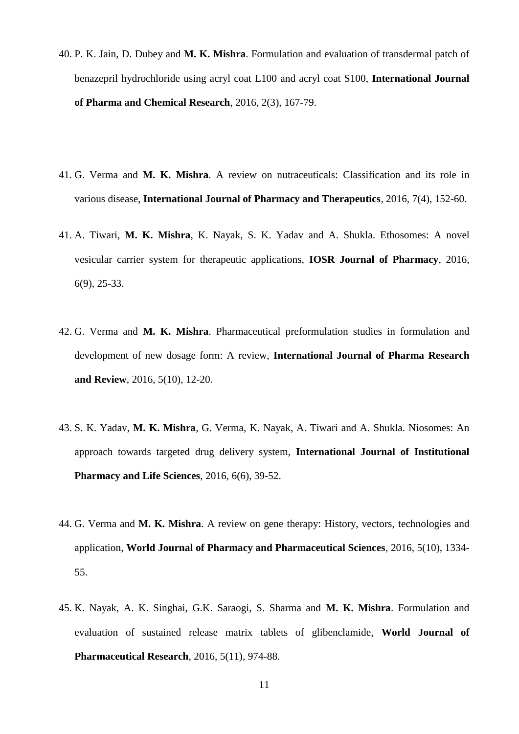40. P. K. Jain, D. Dubey and **M. K. Mishra**. Formulation and evaluation of transdermal patch of benazepril hydrochloride using acryl coat L100 and acryl coat S100, **International Journal of Pharma and Chemical Research**, 2016, 2(3), 167-79.

41. G. Verma and **M. K. Mishra**. A review on nutraceuticals: Classification and its role in various disease, **International Journal of Pharmacy and Therapeutics**, 2016, 7(4), 152-60.

41. A. Tiwari, **M. K. Mishra**, K. Nayak, S. K. Yadav and A. Shukla. Ethosomes: A novel vesicular carrier system for therapeutic applications, **IOSR Journal of Pharmacy**, 2016, 6(9), 25-33.

42. G. Verma and **M. K. Mishra**. Pharmaceutical preformulation studies in formulation and development of new dosage form: A review, **International Journal of Pharma Research and Review**, 2016, 5(10), 12-20.

43. S. K. Yadav, **M. K. Mishra**, G. Verma, K. Nayak, A. Tiwari and A. Shukla. Niosomes: An approach towards targeted drug delivery system, **International Journal of Institutional Pharmacy and Life Sciences**, 2016, 6(6), 39-52.

44. G. Verma and **M. K. Mishra**. A review on gene therapy: History, vectors, technologies and application, **World Journal of Pharmacy and Pharmaceutical Sciences**, 2016, 5(10), 1334-55.

45. K. Nayak, A. K. Singhai, G.K. Saraogi, S. Sharma and **M. K. Mishra**. Formulation and evaluation of sustained release matrix tablets of glibenclamide, **World Journal of Pharmaceutical Research**, 2016, 5(11), 974-88.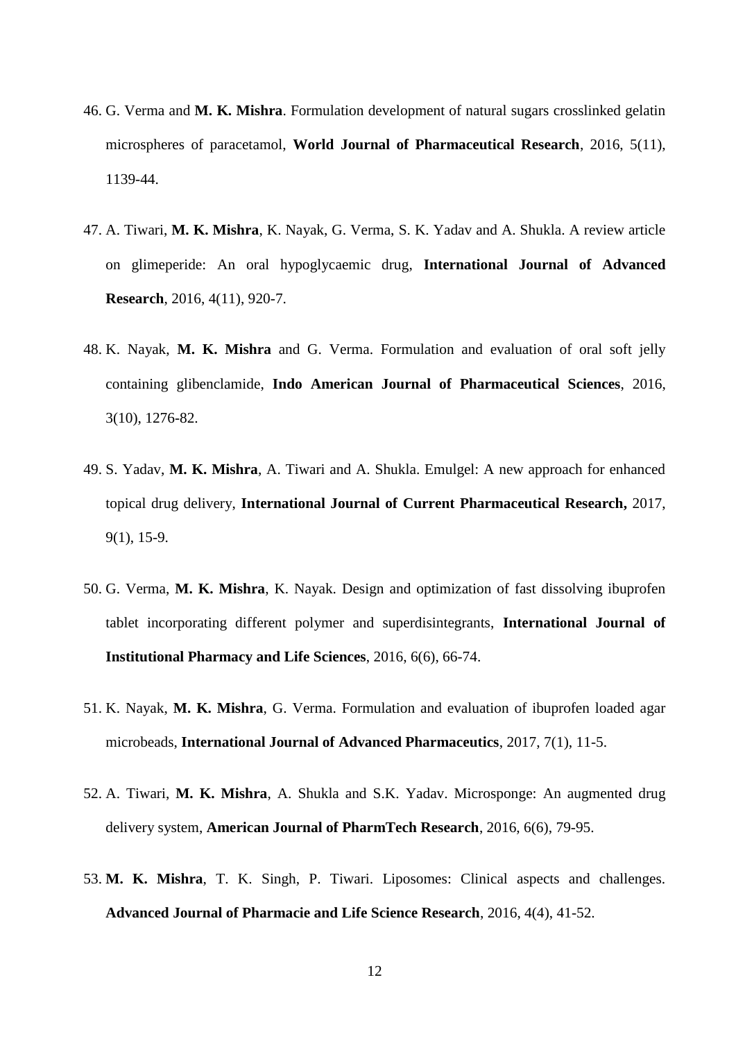46. G. Verma and **M. K. Mishra**. Formulation development of natural sugars crosslinked gelatin microspheres of paracetamol, **World Journal of Pharmaceutical Research**, 2016, 5(11), 1139-44.

47. A. Tiwari, **M. K. Mishra**, K. Nayak, G. Verma, S. K. Yadav and A. Shukla. A review article on glimeperide: An oral hypoglycaemic drug, **International Journal of Advanced Research**, 2016, 4(11), 920-7.

48. K. Nayak, **M. K. Mishra** and G. Verma. Formulation and evaluation of oral soft jelly containing glibenclamide, **Indo American Journal of Pharmaceutical Sciences**, 2016, 3(10), 1276-82.

49. S. Yadav, **M. K. Mishra**, A. Tiwari and A. Shukla. Emulgel: A new approach for enhanced topical drug delivery, **International Journal of Current Pharmaceutical Research,** 2017, 9(1), 15-9.

50. G. Verma, **M. K. Mishra**, K. Nayak. Design and optimization of fast dissolving ibuprofen tablet incorporating different polymer and superdisintegrants, **International Journal of Institutional Pharmacy and Life Sciences**, 2016, 6(6), 66-74.

51. K. Nayak, **M. K. Mishra**, G. Verma. Formulation and evaluation of ibuprofen loaded agar microbeads, **International Journal of Advanced Pharmaceutics**, 2017, 7(1), 11-5.

52. A. Tiwari, **M. K. Mishra**, A. Shukla and S.K. Yadav. Microsponge: An augmented drug delivery system, **American Journal of PharmTech Research**, 2016, 6(6), 79-95.

53. **M. K. Mishra**, T. K. Singh, P. Tiwari. Liposomes: Clinical aspects and challenges. **Advanced Journal of Pharmacie and Life Science Research**, 2016, 4(4), 41-52.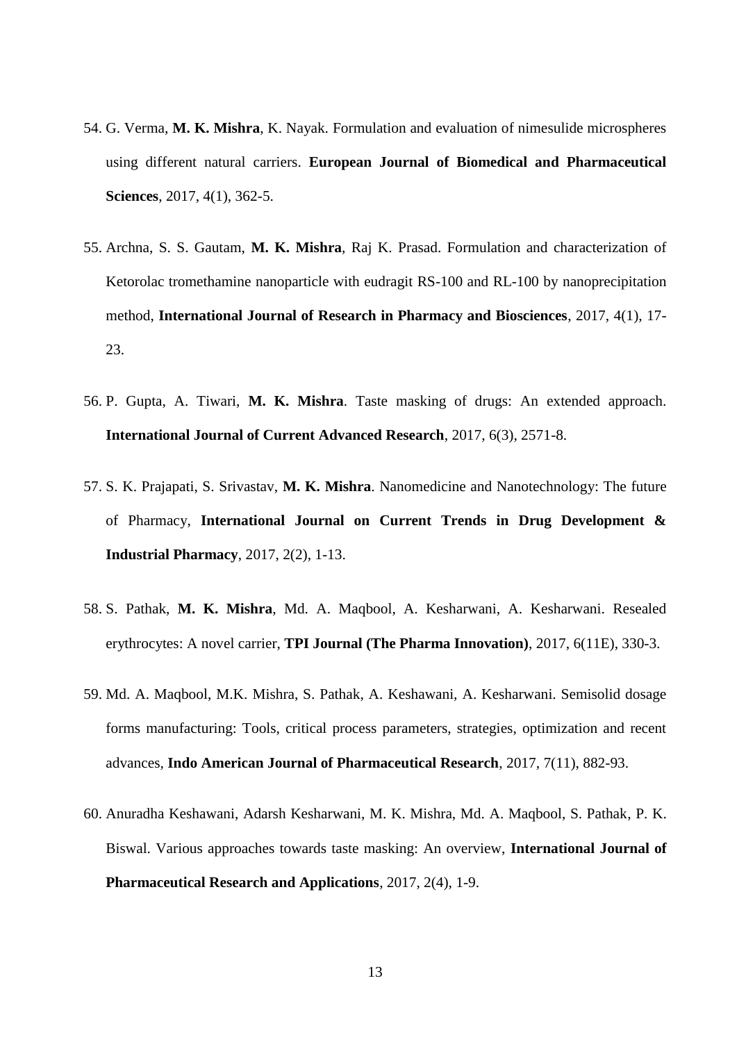54. G. Verma, **M. K. Mishra**, K. Nayak. Formulation and evaluation of nimesulide microspheres using different natural carriers. **European Journal of Biomedical and Pharmaceutical Sciences**, 2017, 4(1), 362-5.

55. Archna, S. S. Gautam, **M. K. Mishra**, Raj K. Prasad. Formulation and characterization of Ketorolac tromethamine nanoparticle with eudragit RS-100 and RL-100 by nanoprecipitation method, **International Journal of Research in Pharmacy and Biosciences**, 2017, 4(1), 17-23.

56. P. Gupta, A. Tiwari, **M. K. Mishra**. Taste masking of drugs: An extended approach. **International Journal of Current Advanced Research**, 2017, 6(3), 2571-8.

57. S. K. Prajapati, S. Srivastav, **M. K. Mishra**. Nanomedicine and Nanotechnology: The future of Pharmacy, **International Journal on Current Trends in Drug Development & Industrial Pharmacy**, 2017, 2(2), 1-13.

58. S. Pathak, **M. K. Mishra**, Md. A. Maqbool, A. Kesharwani, A. Kesharwani. Resealed erythrocytes: A novel carrier, **TPI Journal (The Pharma Innovation)**, 2017, 6(11E), 330-3.

59. Md. A. Maqbool, M.K. Mishra, S. Pathak, A. Keshawani, A. Kesharwani. Semisolid dosage forms manufacturing: Tools, critical process parameters, strategies, optimization and recent advances, **Indo American Journal of Pharmaceutical Research**, 2017, 7(11), 882-93.

60. Anuradha Keshawani, Adarsh Kesharwani, M. K. Mishra, Md. A. Maqbool, S. Pathak, P. K. Biswal. Various approaches towards taste masking: An overview, **International Journal of Pharmaceutical Research and Applications**, 2017, 2(4), 1-9.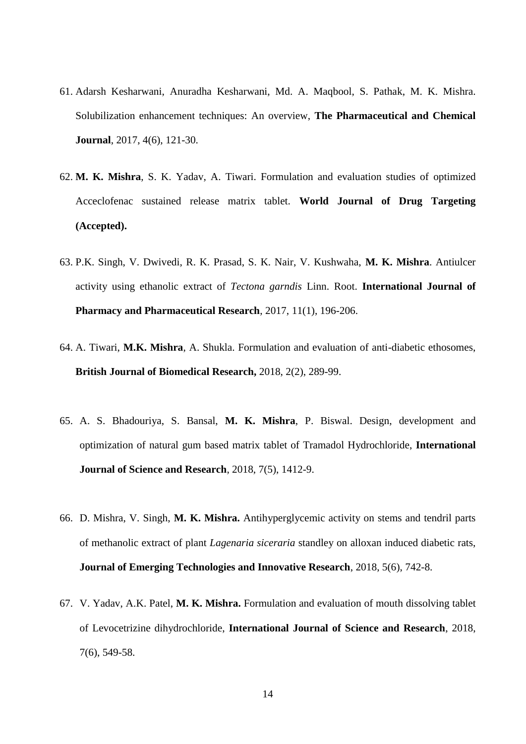61. Adarsh Kesharwani, Anuradha Kesharwani, Md. A. Maqbool, S. Pathak, M. K. Mishra. Solubilization enhancement techniques: An overview, **The Pharmaceutical and Chemical Journal**, 2017, 4(6), 121-30.

62. **M. K. Mishra**, S. K. Yadav, A. Tiwari. Formulation and evaluation studies of optimized Acceclofenac sustained release matrix tablet. **World Journal of Drug Targeting (Accepted).**

63. P.K. Singh, V. Dwivedi, R. K. Prasad, S. K. Nair, V. Kushwaha, **M. K. Mishra**. Antiulcer activity using ethanolic extract of *Tectona garndis* Linn. Root. **International Journal of Pharmacy and Pharmaceutical Research**, 2017, 11(1), 196-206.

64. A. Tiwari, **M.K. Mishra**, A. Shukla. Formulation and evaluation of anti-diabetic ethosomes, **British Journal of Biomedical Research,** 2018, 2(2), 289-99.

65. A. S. Bhadouriya, S. Bansal, **M. K. Mishra**, P. Biswal. Design, development and optimization of natural gum based matrix tablet of Tramadol Hydrochloride, **International Journal of Science and Research**, 2018, 7(5), 1412-9.

66. D. Mishra, V. Singh, **M. K. Mishra.** Antihyperglycemic activity on stems and tendril parts of methanolic extract of plant *Lagenaria siceraria* standley on alloxan induced diabetic rats, **Journal of Emerging Technologies and Innovative Research**, 2018, 5(6), 742-8.

67. V. Yadav, A.K. Patel, **M. K. Mishra.** Formulation and evaluation of mouth dissolving tablet of Levocetrizine dihydrochloride, **International Journal of Science and Research**, 2018, 7(6), 549-58.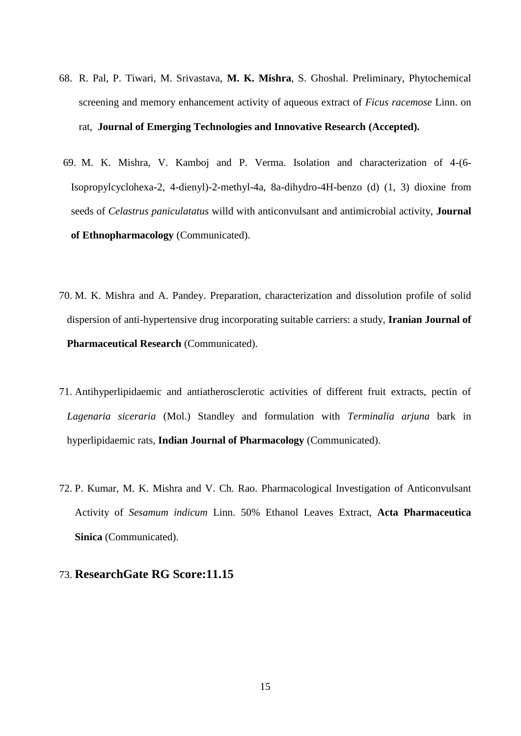68. R. Pal, P. Tiwari, M. Srivastava, **M. K. Mishra**, S. Ghoshal. Preliminary, Phytochemical screening and memory enhancement activity of aqueous extract of *Ficus racemose* Linn. on rat, **Journal of Emerging Technologies and Innovative Research (Accepted).**

69. M. K. Mishra, V. Kamboj and P. Verma. Isolation and characterization of 4-(6-Isopropylcyclohexa-2, 4-dienyl)-2-methyl-4a, 8a-dihydro-4H-benzo (d) (1, 3) dioxine from seeds of *Celastrus paniculatatus* willd with anticonvulsant and antimicrobial activity, **Journal of Ethnopharmacology** (Communicated).

70. M. K. Mishra and A. Pandey. Preparation, characterization and dissolution profile of solid dispersion of anti-hypertensive drug incorporating suitable carriers: a study, **Iranian Journal of Pharmaceutical Research** (Communicated).

71. Antihyperlipidaemic and antiatherosclerotic activities of different fruit extracts, pectin of *Lagenaria siceraria* (Mol.) Standley and formulation with *Terminalia arjuna* bark in hyperlipidaemic rats, **Indian Journal of Pharmacology** (Communicated).

72. P. Kumar, M. K. Mishra and V. Ch. Rao. Pharmacological Investigation of Anticonvulsant Activity of *Sesamum indicum* Linn. 50% Ethanol Leaves Extract, **Acta Pharmaceutica Sinica** (Communicated).

73. **ResearchGate RG Score:11.15**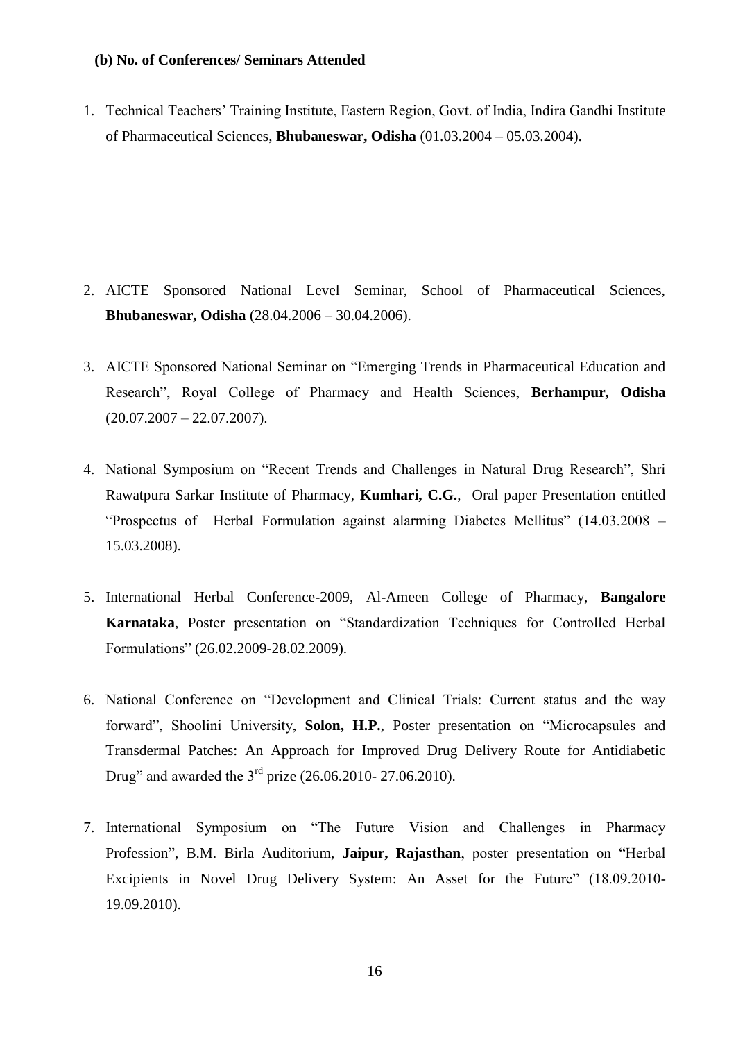**(b) No. of Conferences/ Seminars Attended**

1. Technical Teachers' Training Institute, Eastern Region, Govt. of India, Indira Gandhi Institute of Pharmaceutical Sciences, **Bhubaneswar, Odisha** (01.03.2004 – 05.03.2004).

2. AICTE Sponsored National Level Seminar, School of Pharmaceutical Sciences, **Bhubaneswar, Odisha** (28.04.2006 – 30.04.2006).

3. AICTE Sponsored National Seminar on "Emerging Trends in Pharmaceutical Education and Research", Royal College of Pharmacy and Health Sciences, **Berhampur, Odisha** (20.07.2007 – 22.07.2007).

4. National Symposium on "Recent Trends and Challenges in Natural Drug Research", Shri Rawatpura Sarkar Institute of Pharmacy, **Kumhari, C.G.**, Oral paper Presentation entitled "Prospectus of Herbal Formulation against alarming Diabetes Mellitus" (14.03.2008 – 15.03.2008).

5. International Herbal Conference-2009, Al-Ameen College of Pharmacy, **Bangalore Karnataka**, Poster presentation on "Standardization Techniques for Controlled Herbal Formulations" (26.02.2009-28.02.2009).

6. National Conference on "Development and Clinical Trials: Current status and the way forward", Shoolini University, **Solon, H.P.**, Poster presentation on "Microcapsules and Transdermal Patches: An Approach for Improved Drug Delivery Route for Antidiabetic Drug" and awarded the 3rd prize (26.06.2010- 27.06.2010).

7. International Symposium on "The Future Vision and Challenges in Pharmacy Profession", B.M. Birla Auditorium, **Jaipur, Rajasthan**, poster presentation on "Herbal Excipients in Novel Drug Delivery System: An Asset for the Future" (18.09.2010-19.09.2010).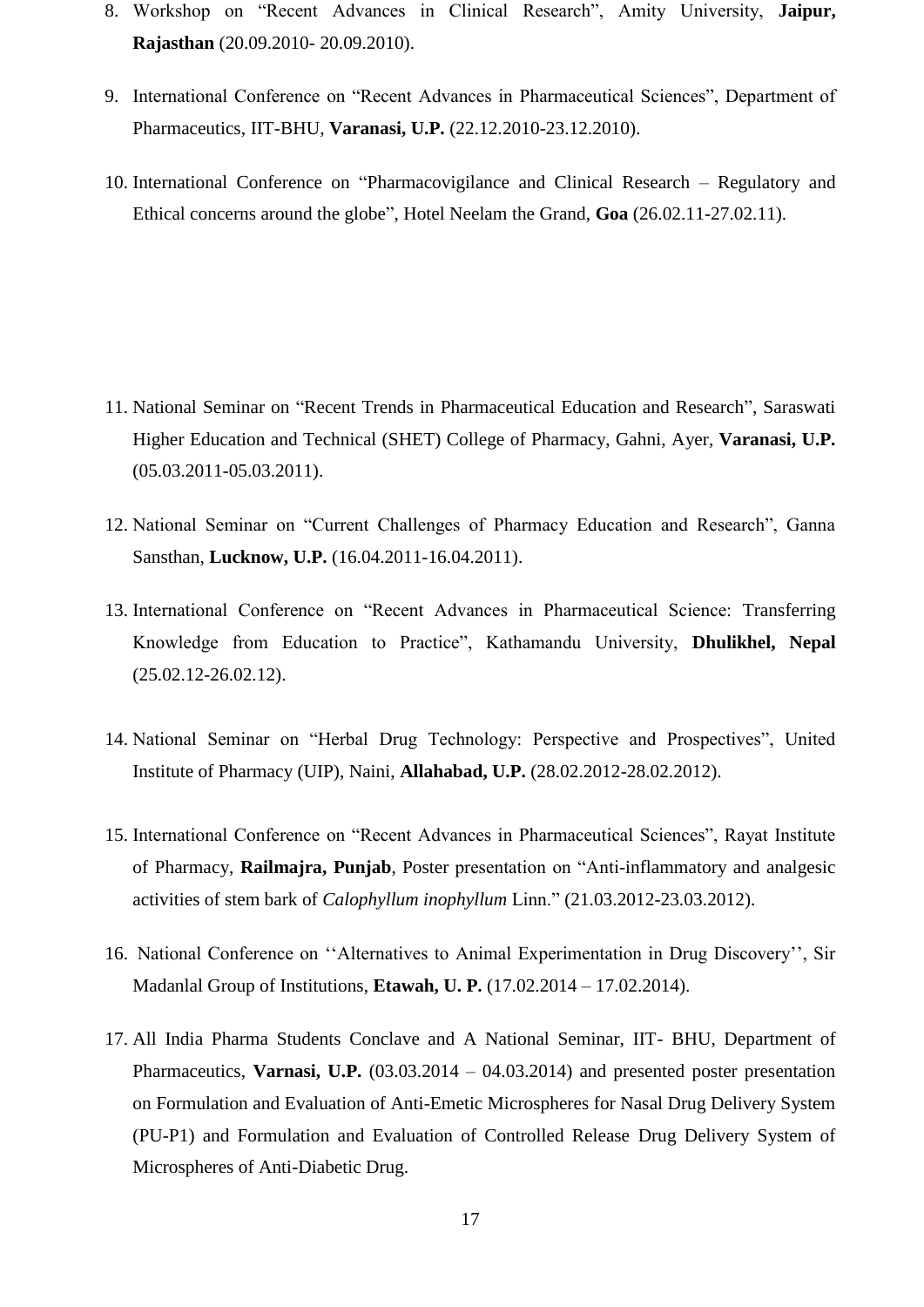8. Workshop on "Recent Advances in Clinical Research", Amity University, **Jaipur, Rajasthan** (20.09.2010- 20.09.2010).

9. International Conference on "Recent Advances in Pharmaceutical Sciences", Department of Pharmaceutics, IIT-BHU, **Varanasi, U.P.** (22.12.2010-23.12.2010).

10. International Conference on "Pharmacovigilance and Clinical Research – Regulatory and Ethical concerns around the globe", Hotel Neelam the Grand, **Goa** (26.02.11-27.02.11).

11. National Seminar on "Recent Trends in Pharmaceutical Education and Research", Saraswati Higher Education and Technical (SHET) College of Pharmacy, Gahni, Ayer, **Varanasi, U.P.** (05.03.2011-05.03.2011).

12. National Seminar on "Current Challenges of Pharmacy Education and Research", Ganna Sansthan, **Lucknow, U.P.** (16.04.2011-16.04.2011).

13. International Conference on "Recent Advances in Pharmaceutical Science: Transferring Knowledge from Education to Practice", Kathamandu University, **Dhulikhel, Nepal** (25.02.12-26.02.12).

14. National Seminar on "Herbal Drug Technology: Perspective and Prospectives", United Institute of Pharmacy (UIP), Naini, **Allahabad, U.P.** (28.02.2012-28.02.2012).

15. International Conference on "Recent Advances in Pharmaceutical Sciences", Rayat Institute of Pharmacy, **Railmajra, Punjab**, Poster presentation on "Anti-inflammatory and analgesic activities of stem bark of *Calophyllum inophyllum* Linn." (21.03.2012-23.03.2012).

16. National Conference on ''Alternatives to Animal Experimentation in Drug Discovery'', Sir Madanlal Group of Institutions, **Etawah, U. P.** (17.02.2014 – 17.02.2014).

17. All India Pharma Students Conclave and A National Seminar, IIT- BHU, Department of Pharmaceutics, **Varnasi, U.P.** (03.03.2014 – 04.03.2014) and presented poster presentation on Formulation and Evaluation of Anti-Emetic Microspheres for Nasal Drug Delivery System (PU-P1) and Formulation and Evaluation of Controlled Release Drug Delivery System of Microspheres of Anti-Diabetic Drug.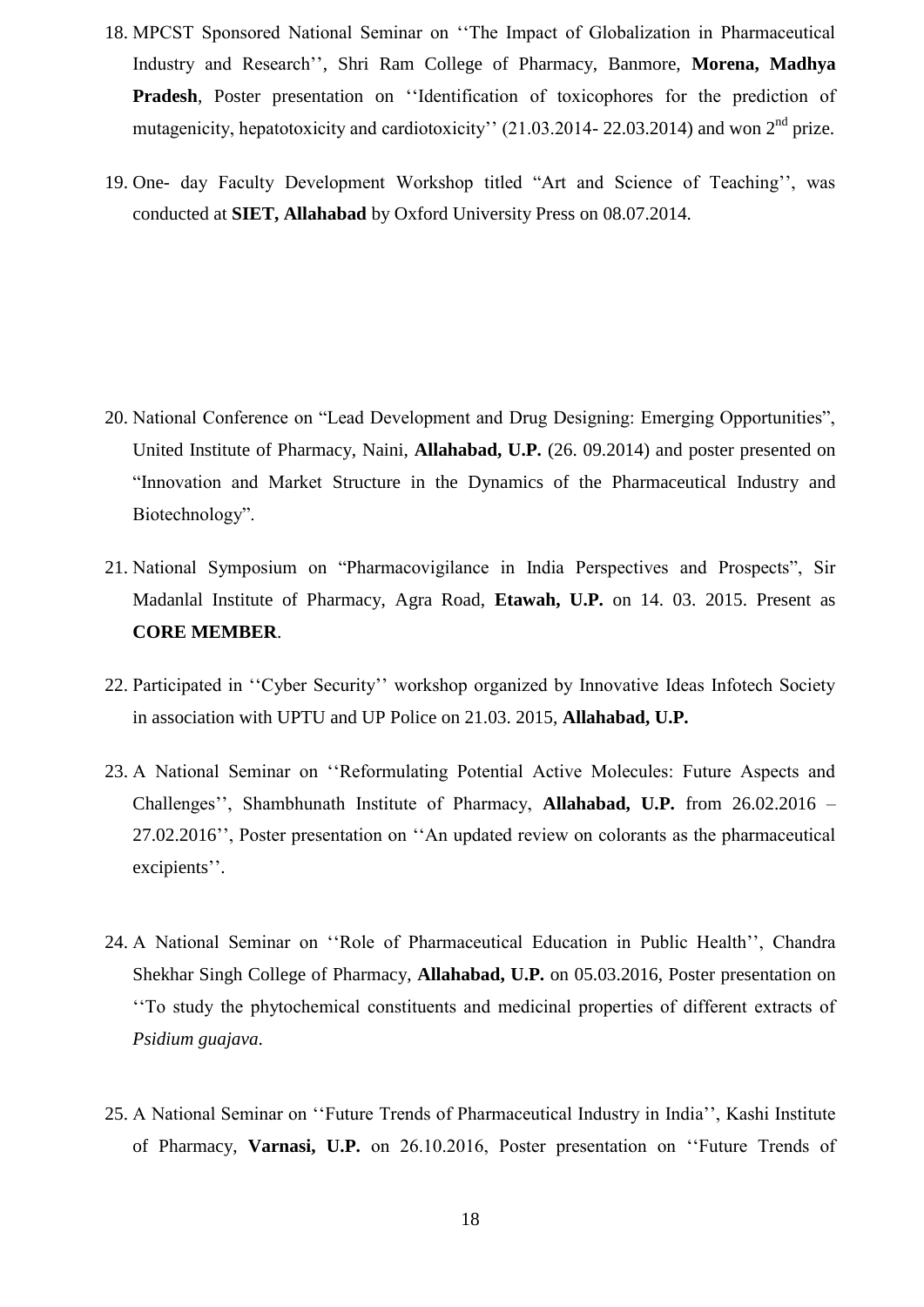18. MPCST Sponsored National Seminar on ‘‘The Impact of Globalization in Pharmaceutical Industry and Research’’, Shri Ram College of Pharmacy, Banmore, **Morena, Madhya Pradesh**, Poster presentation on ‘‘Identification of toxicophores for the prediction of mutagenicity, hepatotoxicity and cardiotoxicity’’ (21.03.2014- 22.03.2014) and won 2nd prize.

19. One- day Faculty Development Workshop titled “Art and Science of Teaching’’, was conducted at **SIET, Allahabad** by Oxford University Press on 08.07.2014.

20. National Conference on “Lead Development and Drug Designing: Emerging Opportunities”, United Institute of Pharmacy, Naini, **Allahabad, U.P.** (26. 09.2014) and poster presented on “Innovation and Market Structure in the Dynamics of the Pharmaceutical Industry and Biotechnology”.

21. National Symposium on “Pharmacovigilance in India Perspectives and Prospects”, Sir Madanlal Institute of Pharmacy, Agra Road, **Etawah, U.P.** on 14. 03. 2015. Present as **CORE MEMBER**.

22. Participated in ‘‘Cyber Security’’ workshop organized by Innovative Ideas Infotech Society in association with UPTU and UP Police on 21.03. 2015, **Allahabad, U.P.**

23. A National Seminar on ‘‘Reformulating Potential Active Molecules: Future Aspects and Challenges’’, Shambhunath Institute of Pharmacy, **Allahabad, U.P.** from 26.02.2016 – 27.02.2016’’, Poster presentation on ‘‘An updated review on colorants as the pharmaceutical excipients’’.

24. A National Seminar on ‘‘Role of Pharmaceutical Education in Public Health’’, Chandra Shekhar Singh College of Pharmacy, **Allahabad, U.P.** on 05.03.2016, Poster presentation on ‘‘To study the phytochemical constituents and medicinal properties of different extracts of *Psidium guajava*.

25. A National Seminar on ‘‘Future Trends of Pharmaceutical Industry in India’’, Kashi Institute of Pharmacy, **Varnasi, U.P.** on 26.10.2016, Poster presentation on ‘‘Future Trends of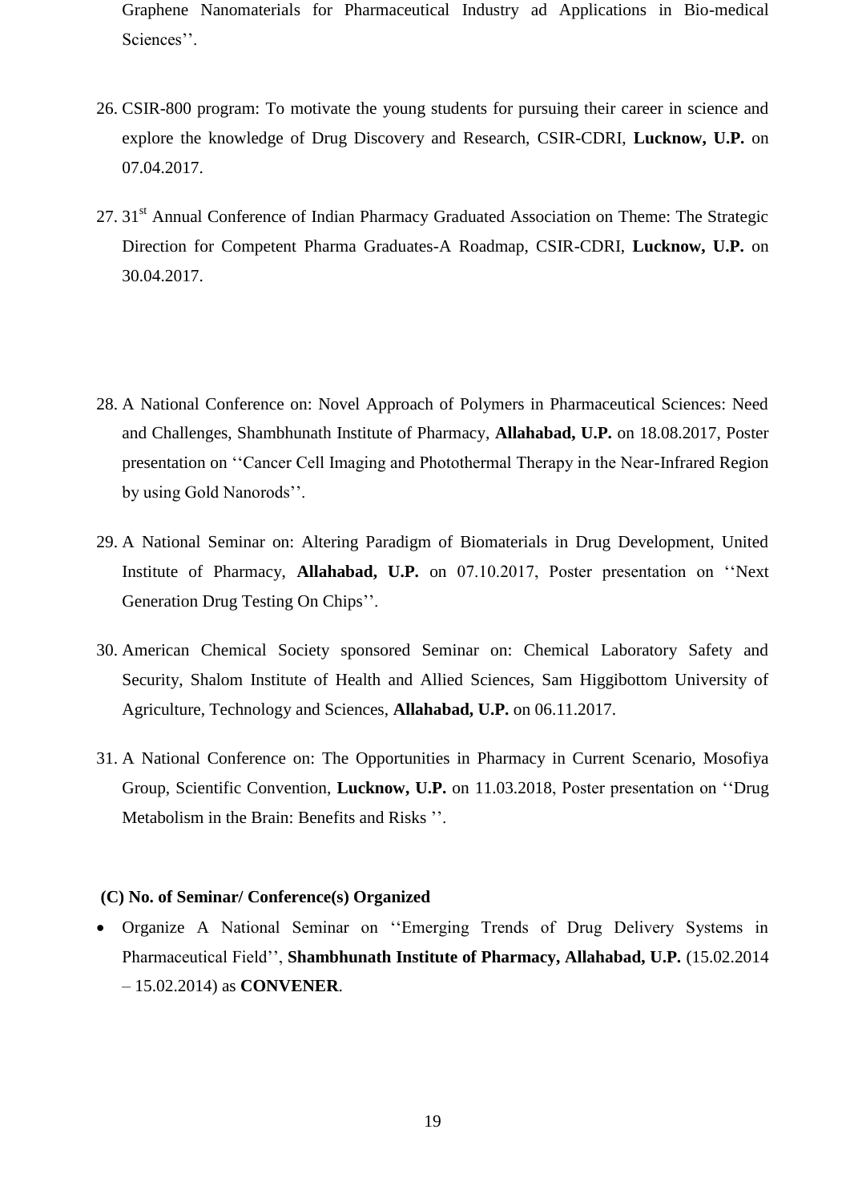Graphene Nanomaterials for Pharmaceutical Industry ad Applications in Bio-medical Sciences''.

26. CSIR-800 program: To motivate the young students for pursuing their career in science and explore the knowledge of Drug Discovery and Research, CSIR-CDRI, **Lucknow, U.P.** on 07.04.2017.

27. 31st Annual Conference of Indian Pharmacy Graduated Association on Theme: The Strategic Direction for Competent Pharma Graduates-A Roadmap, CSIR-CDRI, **Lucknow, U.P.** on 30.04.2017.

28. A National Conference on: Novel Approach of Polymers in Pharmaceutical Sciences: Need and Challenges, Shambhunath Institute of Pharmacy, **Allahabad, U.P.** on 18.08.2017, Poster presentation on ''Cancer Cell Imaging and Photothermal Therapy in the Near-Infrared Region by using Gold Nanorods''.

29. A National Seminar on: Altering Paradigm of Biomaterials in Drug Development, United Institute of Pharmacy, **Allahabad, U.P.** on 07.10.2017, Poster presentation on ''Next Generation Drug Testing On Chips''.

30. American Chemical Society sponsored Seminar on: Chemical Laboratory Safety and Security, Shalom Institute of Health and Allied Sciences, Sam Higgibottom University of Agriculture, Technology and Sciences, **Allahabad, U.P.** on 06.11.2017.

31. A National Conference on: The Opportunities in Pharmacy in Current Scenario, Mosofiya Group, Scientific Convention, **Lucknow, U.P.** on 11.03.2018, Poster presentation on ''Drug Metabolism in the Brain: Benefits and Risks ''.

**(C) No. of Seminar/ Conference(s) Organized**

- Organize A National Seminar on ''Emerging Trends of Drug Delivery Systems in Pharmaceutical Field'', **Shambhunath Institute of Pharmacy, Allahabad, U.P.** (15.02.2014 – 15.02.2014) as **CONVENER**.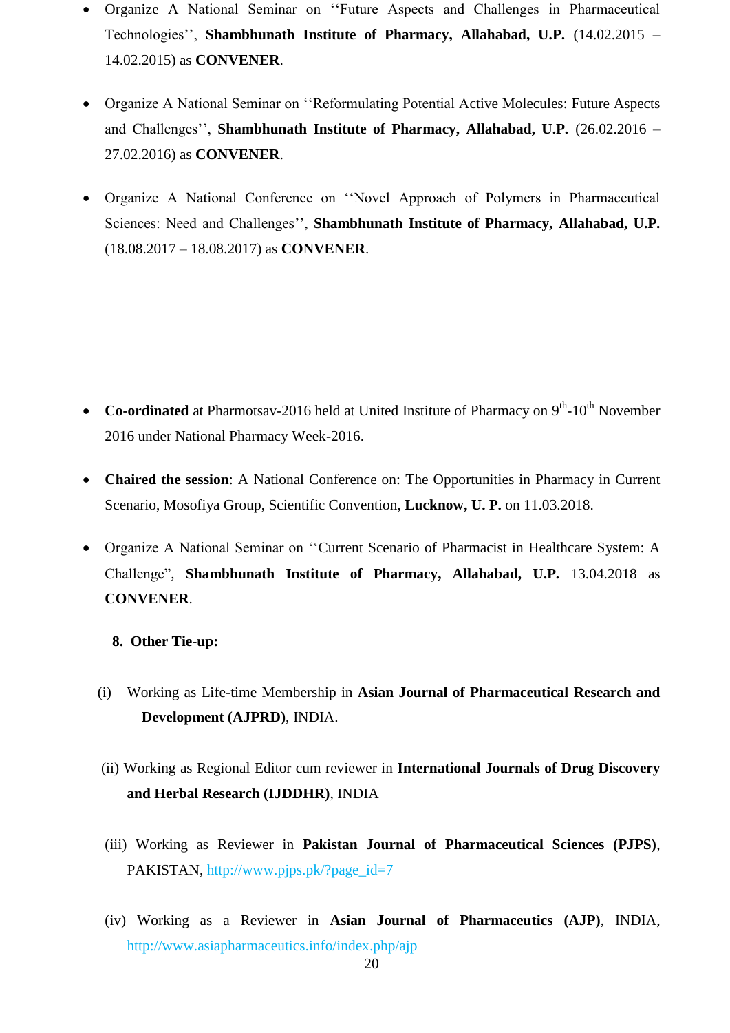- Organize A National Seminar on ''Future Aspects and Challenges in Pharmaceutical Technologies'', **Shambhunath Institute of Pharmacy, Allahabad, U.P.** (14.02.2015 – 14.02.2015) as **CONVENER**.

- Organize A National Seminar on ''Reformulating Potential Active Molecules: Future Aspects and Challenges'', **Shambhunath Institute of Pharmacy, Allahabad, U.P.** (26.02.2016 – 27.02.2016) as **CONVENER**.

- Organize A National Conference on ''Novel Approach of Polymers in Pharmaceutical Sciences: Need and Challenges'', **Shambhunath Institute of Pharmacy, Allahabad, U.P.** (18.08.2017 – 18.08.2017) as **CONVENER**.

- **Co-ordinated** at Pharmotsav-2016 held at United Institute of Pharmacy on 9th-10th November 2016 under National Pharmacy Week-2016.

- **Chaired the session**: A National Conference on: The Opportunities in Pharmacy in Current Scenario, Mosofiya Group, Scientific Convention, **Lucknow, U. P.** on 11.03.2018.

- Organize A National Seminar on ''Current Scenario of Pharmacist in Healthcare System: A Challenge", **Shambhunath Institute of Pharmacy, Allahabad, U.P.** 13.04.2018 as **CONVENER**.

**8. Other Tie-up:**

(i) Working as Life-time Membership in **Asian Journal of Pharmaceutical Research and Development (AJPRD)**, INDIA.

(ii) Working as Regional Editor cum reviewer in **International Journals of Drug Discovery and Herbal Research (IJDDHR)**, INDIA

(iii) Working as Reviewer in **Pakistan Journal of Pharmaceutical Sciences (PJPS)**, PAKISTAN, http://www.pjps.pk/?page_id=7

(iv) Working as a Reviewer in **Asian Journal of Pharmaceutics (AJP)**, INDIA, http://www.asiapharmaceutics.info/index.php/ajp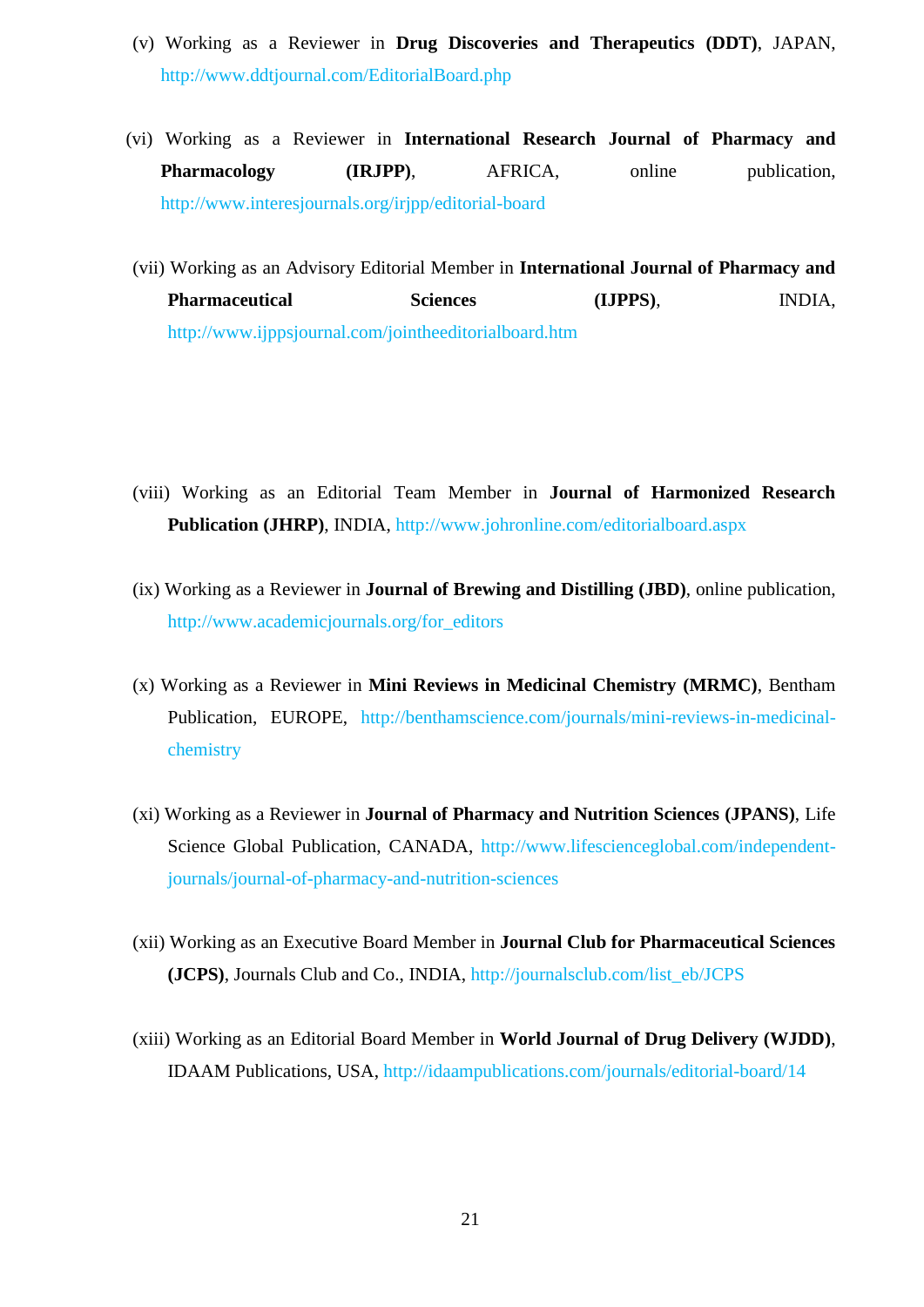(v) Working as a Reviewer in **Drug Discoveries and Therapeutics (DDT)**, JAPAN, http://www.ddtjournal.com/EditorialBoard.php

(vi) Working as a Reviewer in **International Research Journal of Pharmacy and Pharmacology (IRJPP)**, AFRICA, online publication, http://www.interesjournals.org/irjpp/editorial-board

(vii) Working as an Advisory Editorial Member in **International Journal of Pharmacy and Pharmaceutical Sciences (IJPPS)**, INDIA, http://www.ijppsjournal.com/jointheeditorialboard.htm

(viii) Working as an Editorial Team Member in **Journal of Harmonized Research Publication (JHRP)**, INDIA, http://www.johronline.com/editorialboard.aspx

(ix) Working as a Reviewer in **Journal of Brewing and Distilling (JBD)**, online publication, http://www.academicjournals.org/for_editors

(x) Working as a Reviewer in **Mini Reviews in Medicinal Chemistry (MRMC)**, Bentham Publication, EUROPE, http://benthamscience.com/journals/mini-reviews-in-medicinal-chemistry

(xi) Working as a Reviewer in **Journal of Pharmacy and Nutrition Sciences (JPANS)**, Life Science Global Publication, CANADA, http://www.lifescienceglobal.com/independent-journals/journal-of-pharmacy-and-nutrition-sciences

(xii) Working as an Executive Board Member in **Journal Club for Pharmaceutical Sciences (JCPS)**, Journals Club and Co., INDIA, http://journalsclub.com/list_eb/JCPS

(xiii) Working as an Editorial Board Member in **World Journal of Drug Delivery (WJDD)**, IDAAM Publications, USA, http://idaampublications.com/journals/editorial-board/14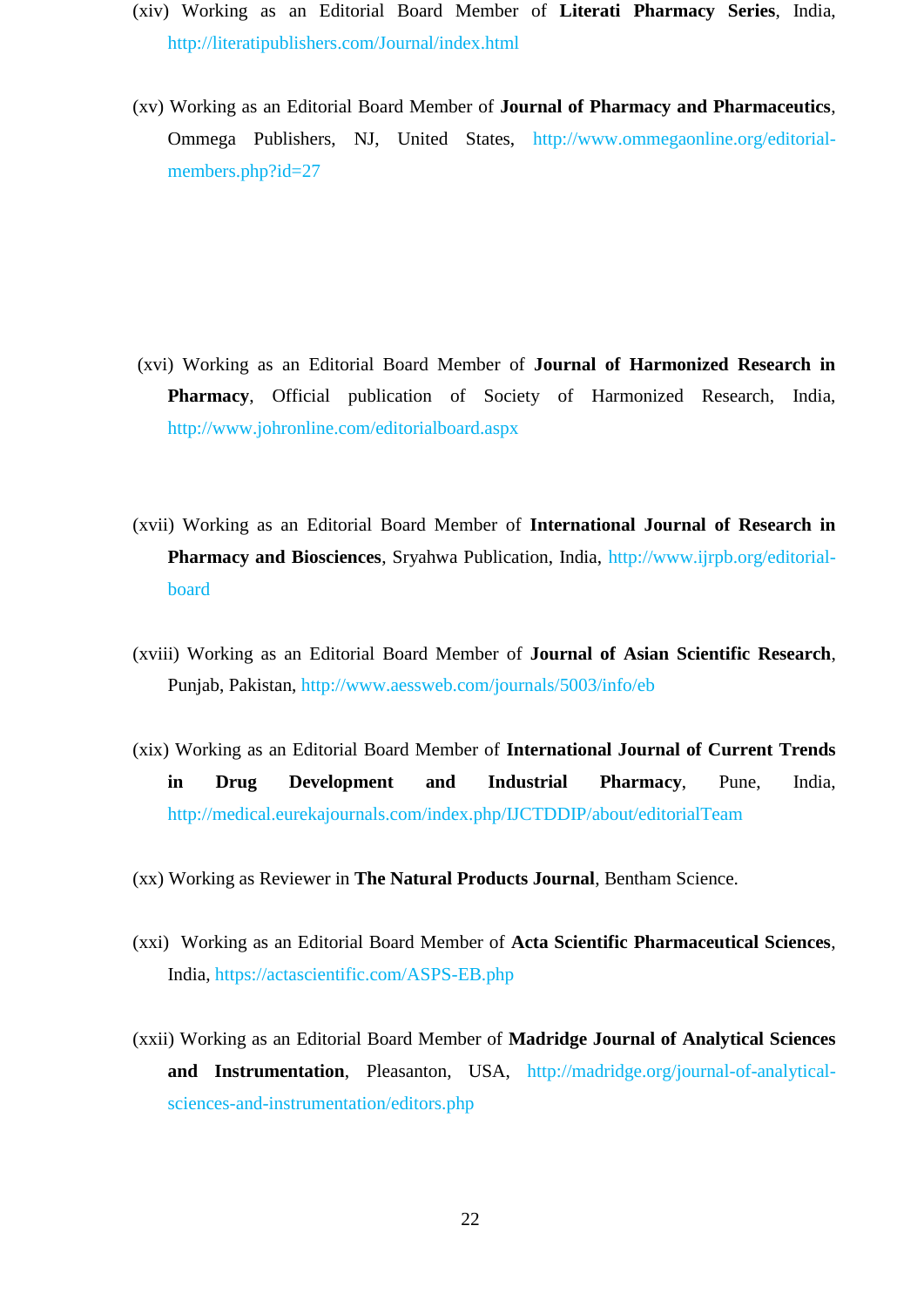(xiv) Working as an Editorial Board Member of **Literati Pharmacy Series**, India, http://literatipublishers.com/Journal/index.html

(xv) Working as an Editorial Board Member of **Journal of Pharmacy and Pharmaceutics**, Ommega Publishers, NJ, United States, http://www.ommegaonline.org/editorial-members.php?id=27

(xvi) Working as an Editorial Board Member of **Journal of Harmonized Research in Pharmacy**, Official publication of Society of Harmonized Research, India, http://www.johronline.com/editorialboard.aspx

(xvii) Working as an Editorial Board Member of **International Journal of Research in Pharmacy and Biosciences**, Sryahwa Publication, India, http://www.ijrpb.org/editorial-board

(xviii) Working as an Editorial Board Member of **Journal of Asian Scientific Research**, Punjab, Pakistan, http://www.aessweb.com/journals/5003/info/eb

(xix) Working as an Editorial Board Member of **International Journal of Current Trends in Drug Development and Industrial Pharmacy**, Pune, India, http://medical.eurekajournals.com/index.php/IJCTDDIP/about/editorialTeam

(xx) Working as Reviewer in **The Natural Products Journal**, Bentham Science.

(xxi) Working as an Editorial Board Member of **Acta Scientific Pharmaceutical Sciences**, India, https://actascientific.com/ASPS-EB.php

(xxii) Working as an Editorial Board Member of **Madridge Journal of Analytical Sciences and Instrumentation**, Pleasanton, USA, http://madridge.org/journal-of-analytical-sciences-and-instrumentation/editors.php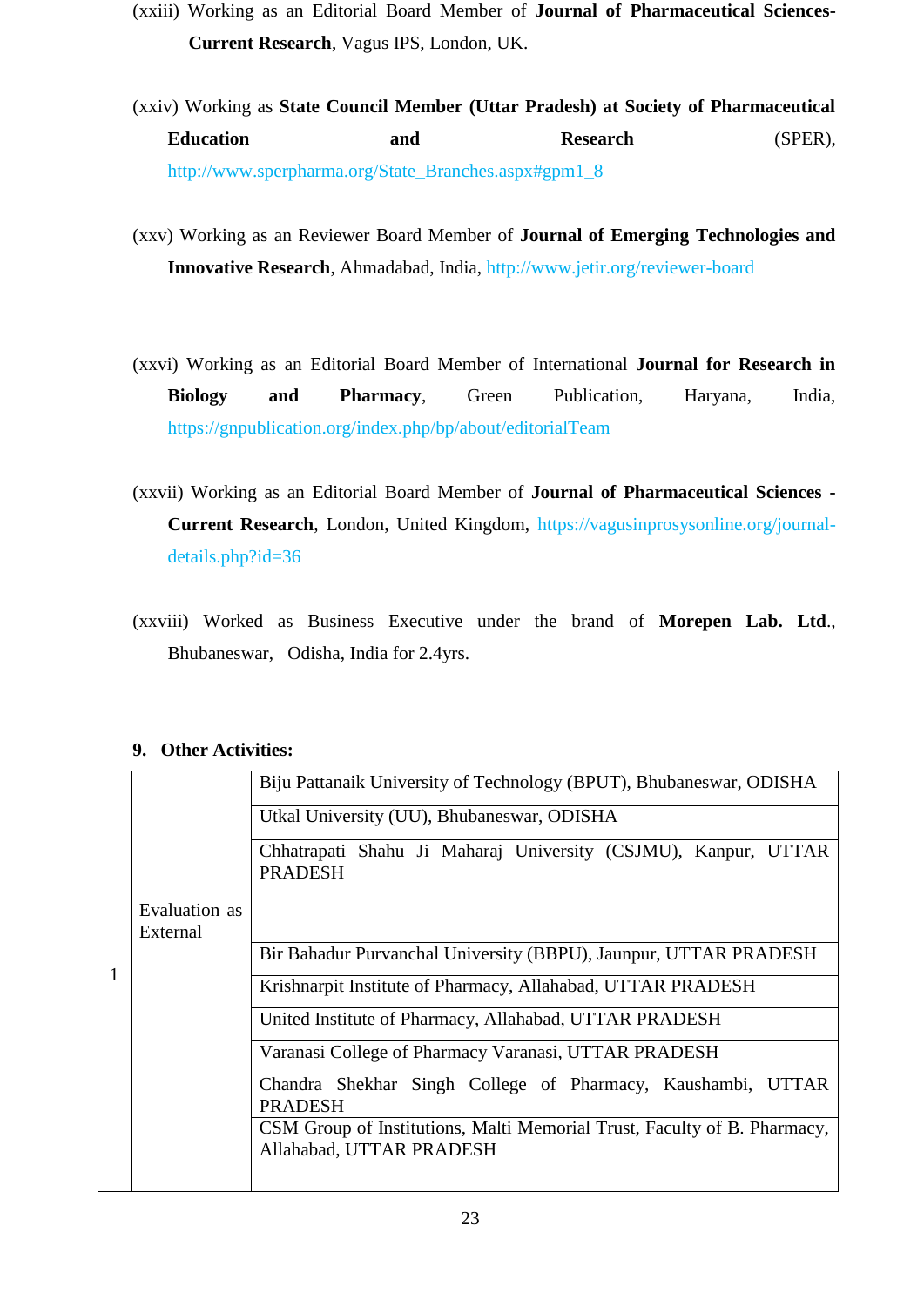(xxiii) Working as an Editorial Board Member of **Journal of Pharmaceutical Sciences-Current Research**, Vagus IPS, London, UK.

(xxiv) Working as **State Council Member (Uttar Pradesh) at Society of Pharmaceutical Education and Research** (SPER), http://www.sperpharma.org/State_Branches.aspx#gpm1_8

(xxv) Working as an Reviewer Board Member of **Journal of Emerging Technologies and Innovative Research**, Ahmadabad, India, http://www.jetir.org/reviewer-board

(xxvi) Working as an Editorial Board Member of International **Journal for Research in Biology and Pharmacy**, Green Publication, Haryana, India, https://gnpublication.org/index.php/bp/about/editorialTeam

(xxvii) Working as an Editorial Board Member of **Journal of Pharmaceutical Sciences - Current Research**, London, United Kingdom, https://vagusinprosysonline.org/journal-details.php?id=36

(xxviii) Worked as Business Executive under the brand of **Morepen Lab. Ltd**., Bhubaneswar, Odisha, India for 2.4yrs.

**9. Other Activities:**

| | | |
|---|---|---|
| 1 | Evaluation as External | Biju Pattanaik University of Technology (BPUT), Bhubaneswar, ODISHA |
| | | Utkal University (UU), Bhubaneswar, ODISHA |
| | | Chhatrapati Shahu Ji Maharaj University (CSJMU), Kanpur, UTTAR PRADESH |
| | | Bir Bahadur Purvanchal University (BBPU), Jaunpur, UTTAR PRADESH |
| | | Krishnarpit Institute of Pharmacy, Allahabad, UTTAR PRADESH |
| | | United Institute of Pharmacy, Allahabad, UTTAR PRADESH |
| | | Varanasi College of Pharmacy Varanasi, UTTAR PRADESH |
| | | Chandra Shekhar Singh College of Pharmacy, Kaushambi, UTTAR PRADESH |
| | | CSM Group of Institutions, Malti Memorial Trust, Faculty of B. Pharmacy, Allahabad, UTTAR PRADESH |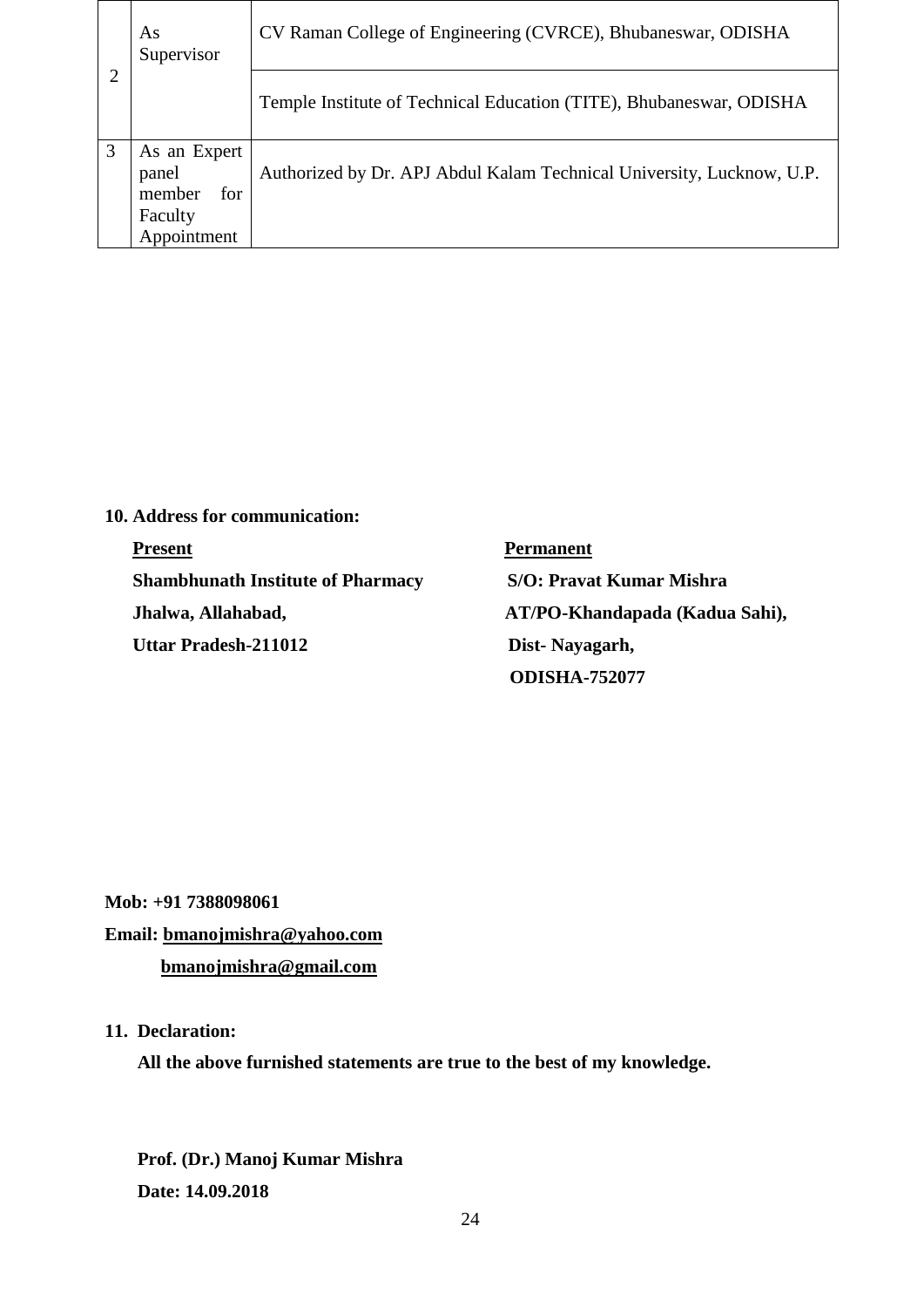| | | |
|---|---|---|
| 2 | As Supervisor | CV Raman College of Engineering (CVRCE), Bhubaneswar, ODISHA |
| | | Temple Institute of Technical Education (TITE), Bhubaneswar, ODISHA |
| 3 | As an Expert panel member for Faculty Appointment | Authorized by Dr. APJ Abdul Kalam Technical University, Lucknow, U.P. |

**10. Address for communication:**

**Present**

**Shambhunath Institute of Pharmacy**
**Jhalwa, Allahabad,**
**Uttar Pradesh-211012**

**Permanent**

**S/O: Pravat Kumar Mishra**
**AT/PO-Khandapada (Kadua Sahi),**
**Dist- Nayagarh,**
**ODISHA-752077**

**Mob: +91 7388098061**

**Email: bmanojmishra@yahoo.com**
**bmanojmishra@gmail.com**

**11. Declaration:**

**All the above furnished statements are true to the best of my knowledge.**

**Prof. (Dr.) Manoj Kumar Mishra**

**Date: 14.09.2018**